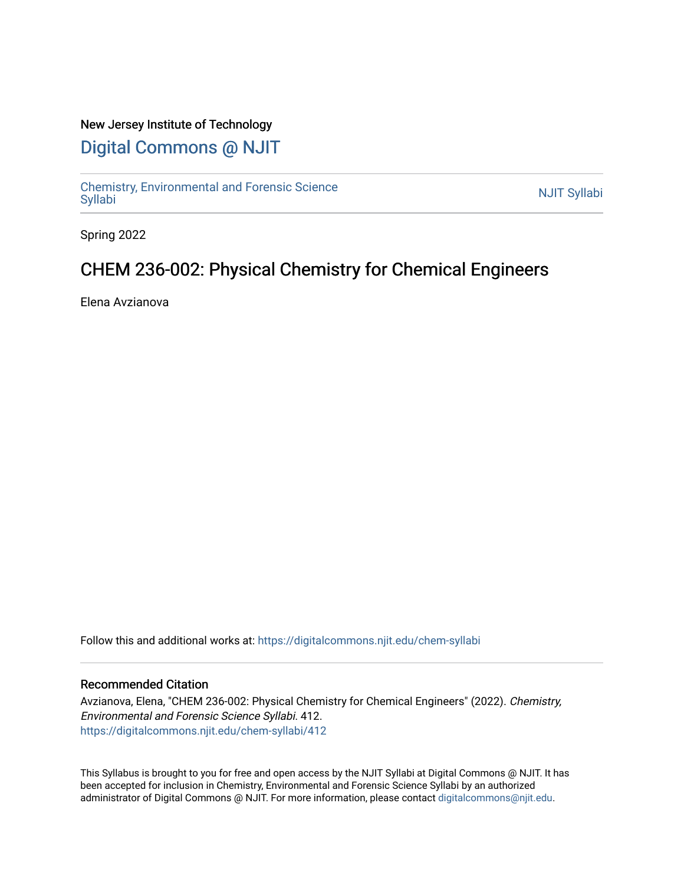New Jersey Institute of Technology

# Digital Commons @ NJIT

Chemistry, Environmental and Forensic Science Syllabi

NJIT Syllabi

Spring 2022

## CHEM 236-002: Physical Chemistry for Chemical Engineers

Elena Avzianova

Follow this and additional works at: https://digitalcommons.njit.edu/chem-syllabi

### Recommended Citation

Avzianova, Elena, "CHEM 236-002: Physical Chemistry for Chemical Engineers" (2022). *Chemistry, Environmental and Forensic Science Syllabi*. 412.
https://digitalcommons.njit.edu/chem-syllabi/412

This Syllabus is brought to you for free and open access by the NJIT Syllabi at Digital Commons @ NJIT. It has been accepted for inclusion in Chemistry, Environmental and Forensic Science Syllabi by an authorized administrator of Digital Commons @ NJIT. For more information, please contact digitalcommons@njit.edu.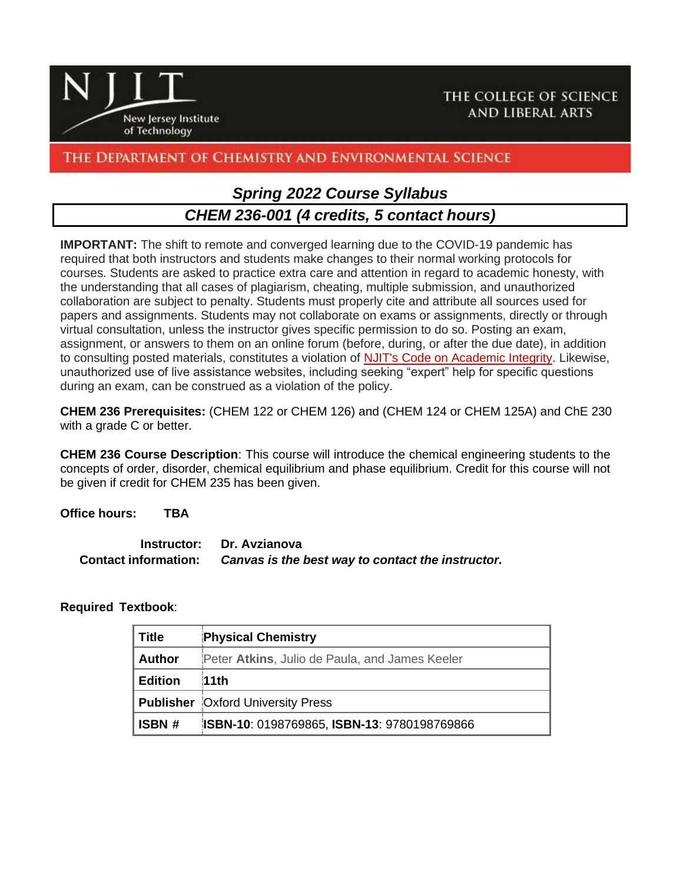NJIT New Jersey Institute of Technology

THE COLLEGE OF SCIENCE AND LIBERAL ARTS

THE DEPARTMENT OF CHEMISTRY AND ENVIRONMENTAL SCIENCE

## *Spring 2022 Course Syllabus*

## *CHEM 236-001 (4 credits, 5 contact hours)*

**IMPORTANT:** The shift to remote and converged learning due to the COVID-19 pandemic has required that both instructors and students make changes to their normal working protocols for courses. Students are asked to practice extra care and attention in regard to academic honesty, with the understanding that all cases of plagiarism, cheating, multiple submission, and unauthorized collaboration are subject to penalty. Students must properly cite and attribute all sources used for papers and assignments. Students may not collaborate on exams or assignments, directly or through virtual consultation, unless the instructor gives specific permission to do so. Posting an exam, assignment, or answers to them on an online forum (before, during, or after the due date), in addition to consulting posted materials, constitutes a violation of NJIT's Code on Academic Integrity. Likewise, unauthorized use of live assistance websites, including seeking "expert" help for specific questions during an exam, can be construed as a violation of the policy.

**CHEM 236 Prerequisites:** (CHEM 122 or CHEM 126) and (CHEM 124 or CHEM 125A) and ChE 230 with a grade C or better.

**CHEM 236 Course Description**: This course will introduce the chemical engineering students to the concepts of order, disorder, chemical equilibrium and phase equilibrium. Credit for this course will not be given if credit for CHEM 235 has been given.

**Office hours:** **TBA**

**Instructor:** **Dr. Avzianova**
**Contact information:** ***Canvas is the best way to contact the instructor.***

**Required Textbook**:

| **Title** | **Physical Chemistry** |
|---|---|
| **Author** | Peter **Atkins**, Julio de Paula, and James Keeler |
| **Edition** | **11th** |
| **Publisher** | Oxford University Press |
| **ISBN #** | **ISBN-10**: 0198769865, **ISBN-13**: 9780198769866 |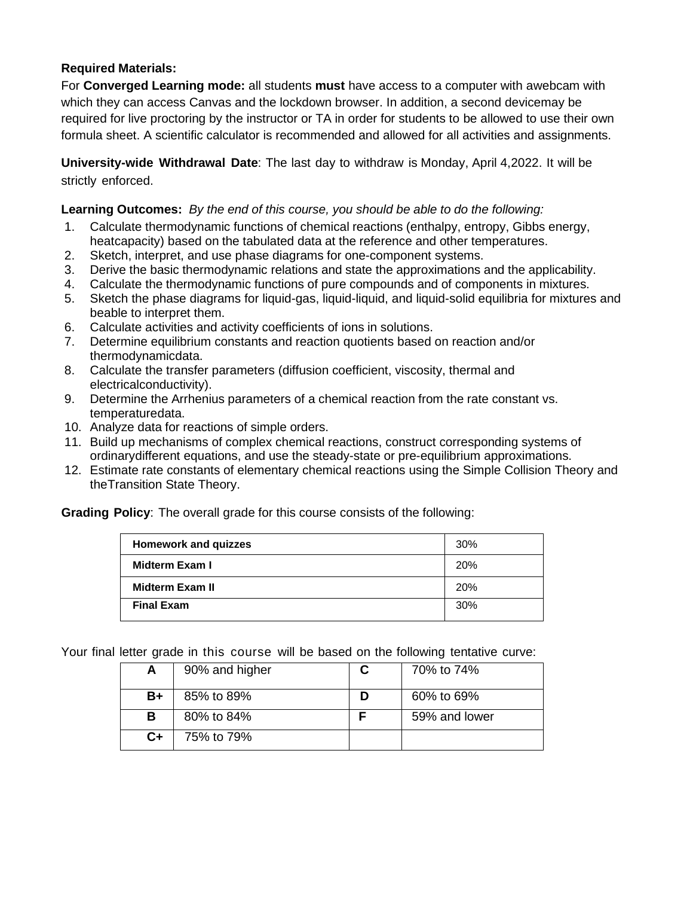**Required Materials:**
For **Converged Learning mode:** all students **must** have access to a computer with awebcam with which they can access Canvas and the lockdown browser. In addition, a second devicemay be required for live proctoring by the instructor or TA in order for students to be allowed to use their own formula sheet. A scientific calculator is recommended and allowed for all activities and assignments.

**University-wide Withdrawal Date**: The last day to withdraw is Monday, April 4,2022. It will be strictly enforced.

**Learning Outcomes:** *By the end of this course, you should be able to do the following:*

1. Calculate thermodynamic functions of chemical reactions (enthalpy, entropy, Gibbs energy, heatcapacity) based on the tabulated data at the reference and other temperatures.
2. Sketch, interpret, and use phase diagrams for one-component systems.
3. Derive the basic thermodynamic relations and state the approximations and the applicability.
4. Calculate the thermodynamic functions of pure compounds and of components in mixtures.
5. Sketch the phase diagrams for liquid-gas, liquid-liquid, and liquid-solid equilibria for mixtures and beable to interpret them.
6. Calculate activities and activity coefficients of ions in solutions.
7. Determine equilibrium constants and reaction quotients based on reaction and/or thermodynamicdata.
8. Calculate the transfer parameters (diffusion coefficient, viscosity, thermal and electricalconductivity).
9. Determine the Arrhenius parameters of a chemical reaction from the rate constant vs. temperaturedata.
10. Analyze data for reactions of simple orders.
11. Build up mechanisms of complex chemical reactions, construct corresponding systems of ordinarydifferent equations, and use the steady-state or pre-equilibrium approximations.
12. Estimate rate constants of elementary chemical reactions using the Simple Collision Theory and theTransition State Theory.

**Grading Policy**: The overall grade for this course consists of the following:

| Component | Weight |
|---|---|
| **Homework and quizzes** | 30% |
| **Midterm Exam I** | 20% |
| **Midterm Exam II** | 20% |
| **Final Exam** | 30% |

Your final letter grade in this course will be based on the following tentative curve:

| Grade | Range | Grade | Range |
|---|---|---|---|
| **A** | 90% and higher | **C** | 70% to 74% |
| **B+** | 85% to 89% | **D** | 60% to 69% |
| **B** | 80% to 84% | **F** | 59% and lower |
| **C+** | 75% to 79% | | |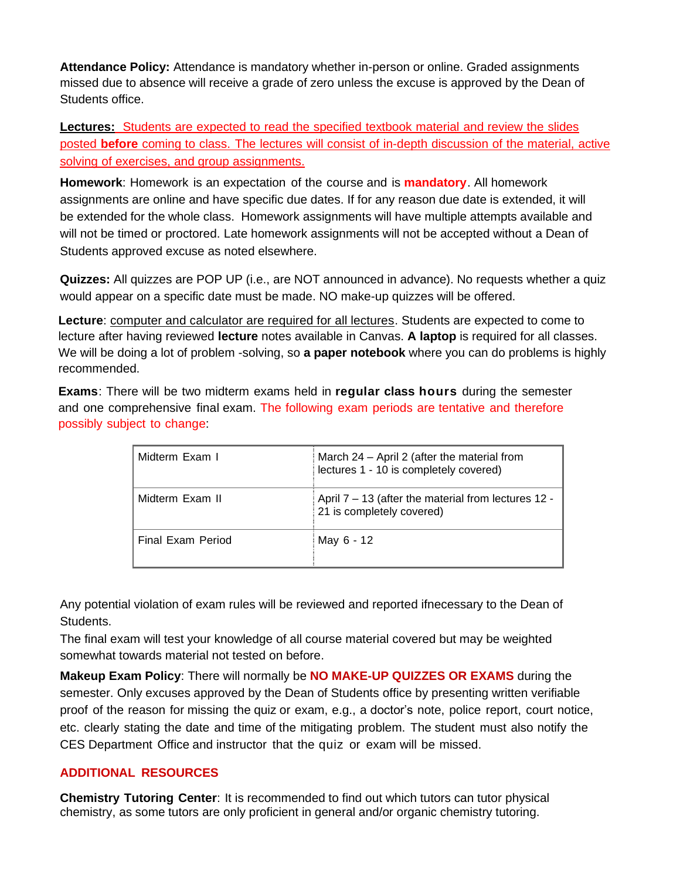**Attendance Policy:** Attendance is mandatory whether in-person or online. Graded assignments missed due to absence will receive a grade of zero unless the excuse is approved by the Dean of Students office.

**Lectures:** Students are expected to read the specified textbook material and review the slides posted **before** coming to class. The lectures will consist of in-depth discussion of the material, active solving of exercises, and group assignments.

**Homework**: Homework is an expectation of the course and is **mandatory**. All homework assignments are online and have specific due dates. If for any reason due date is extended, it will be extended for the whole class. Homework assignments will have multiple attempts available and will not be timed or proctored. Late homework assignments will not be accepted without a Dean of Students approved excuse as noted elsewhere.

**Quizzes:** All quizzes are POP UP (i.e., are NOT announced in advance). No requests whether a quiz would appear on a specific date must be made. NO make-up quizzes will be offered.

**Lecture**: computer and calculator are required for all lectures. Students are expected to come to lecture after having reviewed **lecture** notes available in Canvas. **A laptop** is required for all classes. We will be doing a lot of problem -solving, so **a paper notebook** where you can do problems is highly recommended.

**Exams**: There will be two midterm exams held in **regular class hours** during the semester and one comprehensive final exam. The following exam periods are tentative and therefore possibly subject to change:

| Midterm Exam I | March 24 – April 2 (after the material from lectures 1 - 10 is completely covered) |
|---|---|
| Midterm Exam II | April 7 – 13 (after the material from lectures 12 - 21 is completely covered) |
| Final Exam Period | May 6 - 12 |

Any potential violation of exam rules will be reviewed and reported ifnecessary to the Dean of Students.

The final exam will test your knowledge of all course material covered but may be weighted somewhat towards material not tested on before.

**Makeup Exam Policy**: There will normally be **NO MAKE-UP QUIZZES OR EXAMS** during the semester. Only excuses approved by the Dean of Students office by presenting written verifiable proof of the reason for missing the quiz or exam, e.g., a doctor's note, police report, court notice, etc. clearly stating the date and time of the mitigating problem. The student must also notify the CES Department Office and instructor that the quiz or exam will be missed.

## ADDITIONAL RESOURCES

**Chemistry Tutoring Center**: It is recommended to find out which tutors can tutor physical chemistry, as some tutors are only proficient in general and/or organic chemistry tutoring.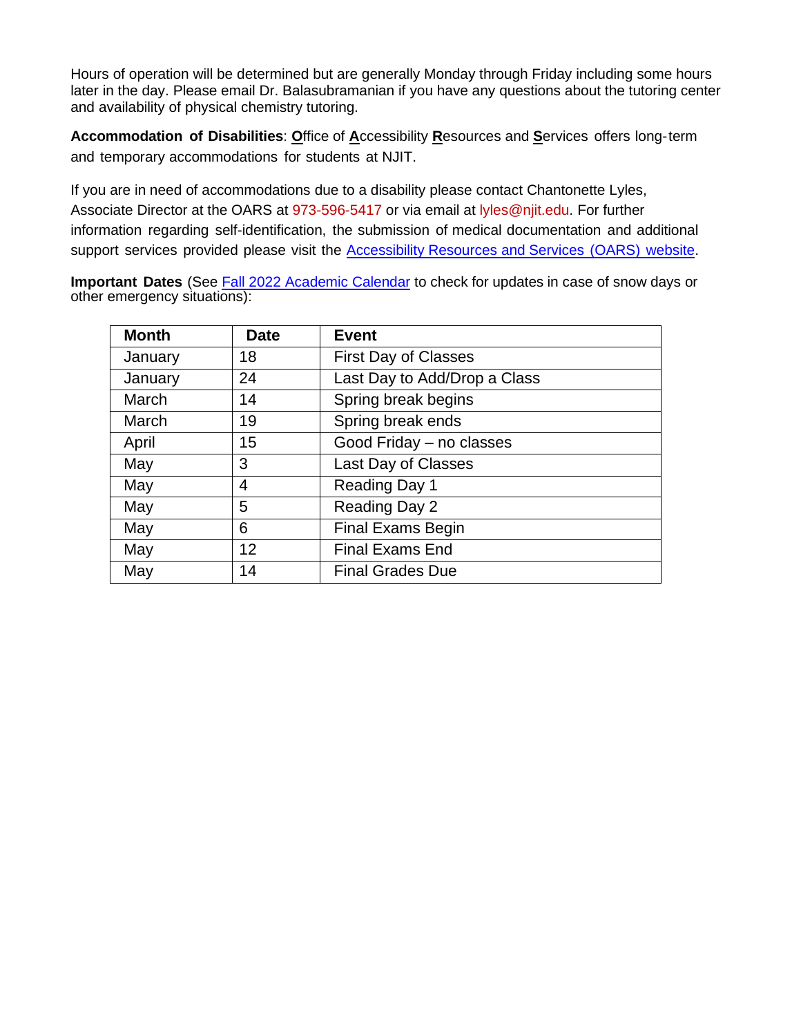Hours of operation will be determined but are generally Monday through Friday including some hours later in the day. Please email Dr. Balasubramanian if you have any questions about the tutoring center and availability of physical chemistry tutoring.

**Accommodation of Disabilities**: **O**ffice of **A**ccessibility **R**esources and **S**ervices offers long-term and temporary accommodations for students at NJIT.

If you are in need of accommodations due to a disability please contact Chantonette Lyles, Associate Director at the OARS at 973-596-5417 or via email at lyles@njit.edu. For further information regarding self-identification, the submission of medical documentation and additional support services provided please visit the Accessibility Resources and Services (OARS) website.

**Important Dates** (See Fall 2022 Academic Calendar to check for updates in case of snow days or other emergency situations):

| Month | Date | Event |
|---|---|---|
| January | 18 | First Day of Classes |
| January | 24 | Last Day to Add/Drop a Class |
| March | 14 | Spring break begins |
| March | 19 | Spring break ends |
| April | 15 | Good Friday – no classes |
| May | 3 | Last Day of Classes |
| May | 4 | Reading Day 1 |
| May | 5 | Reading Day 2 |
| May | 6 | Final Exams Begin |
| May | 12 | Final Exams End |
| May | 14 | Final Grades Due |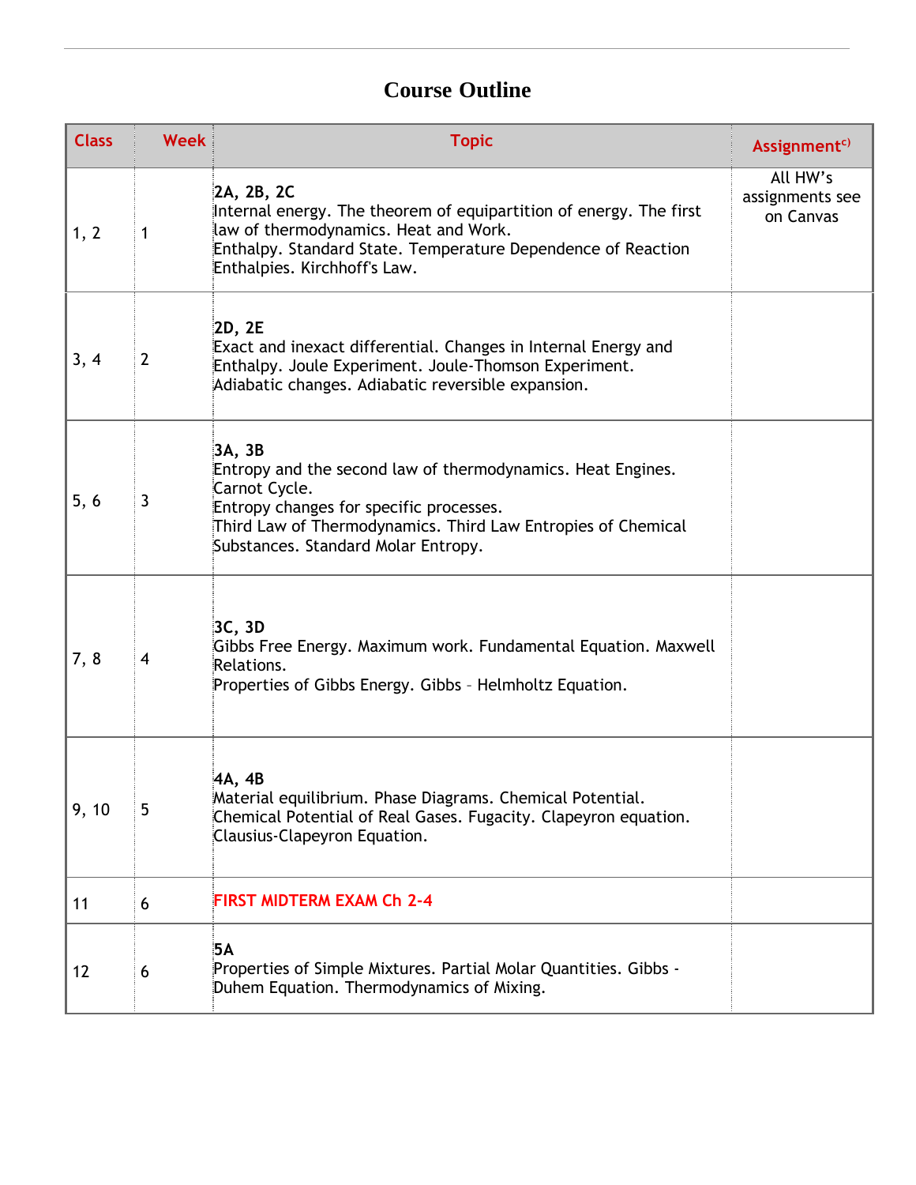# Course Outline

| Class | Week | Topic | Assignment[c)] |
|---|---|---|---|
| 1, 2 | 1 | **2A, 2B, 2C**<br>Internal energy. The theorem of equipartition of energy. The first law of thermodynamics. Heat and Work.<br>Enthalpy. Standard State. Temperature Dependence of Reaction Enthalpies. Kirchhoff's Law. | All HW's assignments see on Canvas |
| 3, 4 | 2 | **2D, 2E**<br>Exact and inexact differential. Changes in Internal Energy and Enthalpy. Joule Experiment. Joule-Thomson Experiment.<br>Adiabatic changes. Adiabatic reversible expansion. | |
| 5, 6 | 3 | **3A, 3B**<br>Entropy and the second law of thermodynamics. Heat Engines. Carnot Cycle.<br>Entropy changes for specific processes.<br>Third Law of Thermodynamics. Third Law Entropies of Chemical Substances. Standard Molar Entropy. | |
| 7, 8 | 4 | **3C, 3D**<br>Gibbs Free Energy. Maximum work. Fundamental Equation. Maxwell Relations.<br>Properties of Gibbs Energy. Gibbs – Helmholtz Equation. | |
| 9, 10 | 5 | **4A, 4B**<br>Material equilibrium. Phase Diagrams. Chemical Potential.<br>Chemical Potential of Real Gases. Fugacity. Clapeyron equation.<br>Clausius-Clapeyron Equation. | |
| 11 | 6 | **FIRST MIDTERM EXAM Ch 2-4** | |
| 12 | 6 | **5A**<br>Properties of Simple Mixtures. Partial Molar Quantities. Gibbs - Duhem Equation. Thermodynamics of Mixing. | |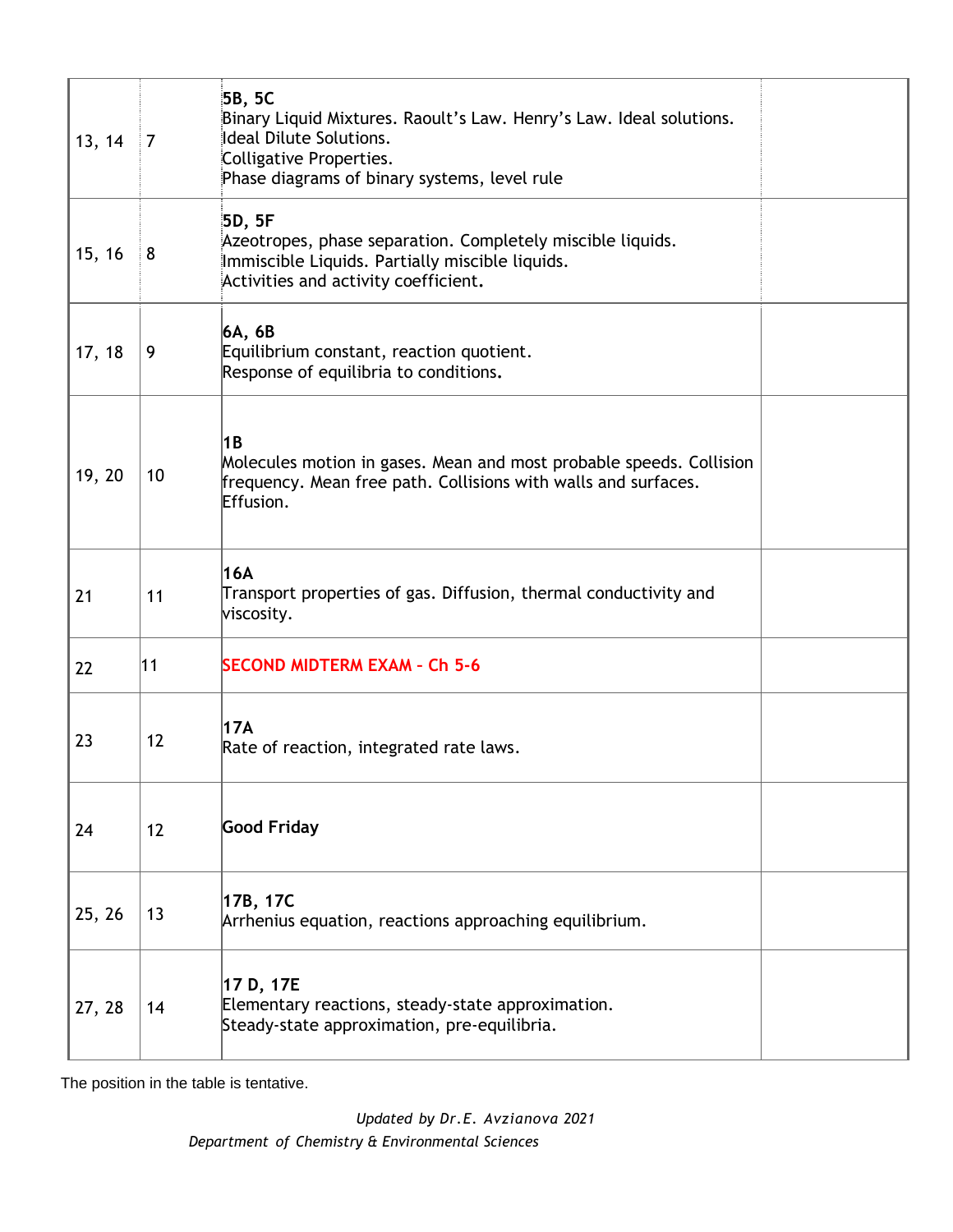| | | | |
|---|---|---|---|
| 13, 14 | 7 | **5B, 5C**<br>Binary Liquid Mixtures. Raoult's Law. Henry's Law. Ideal solutions. Ideal Dilute Solutions.<br>Colligative Properties.<br>Phase diagrams of binary systems, level rule | |
| 15, 16 | 8 | **5D, 5F**<br>Azeotropes, phase separation. Completely miscible liquids. Immiscible Liquids. Partially miscible liquids.<br>Activities and activity coefficient. | |
| 17, 18 | 9 | **6A, 6B**<br>Equilibrium constant, reaction quotient.<br>Response of equilibria to conditions. | |
| 19, 20 | 10 | **1B**<br>Molecules motion in gases. Mean and most probable speeds. Collision frequency. Mean free path. Collisions with walls and surfaces. Effusion. | |
| 21 | 11 | **16A**<br>Transport properties of gas. Diffusion, thermal conductivity and viscosity. | |
| 22 | 11 | **SECOND MIDTERM EXAM – Ch 5-6** | |
| 23 | 12 | **17A**<br>Rate of reaction, integrated rate laws. | |
| 24 | 12 | **Good Friday** | |
| 25, 26 | 13 | **17B, 17C**<br>Arrhenius equation, reactions approaching equilibrium. | |
| 27, 28 | 14 | **17 D, 17E**<br>Elementary reactions, steady-state approximation.<br>Steady-state approximation, pre-equilibria. | |

The position in the table is tentative.

*Updated by Dr.E. Avzianova 2021*

*Department of Chemistry & Environmental Sciences*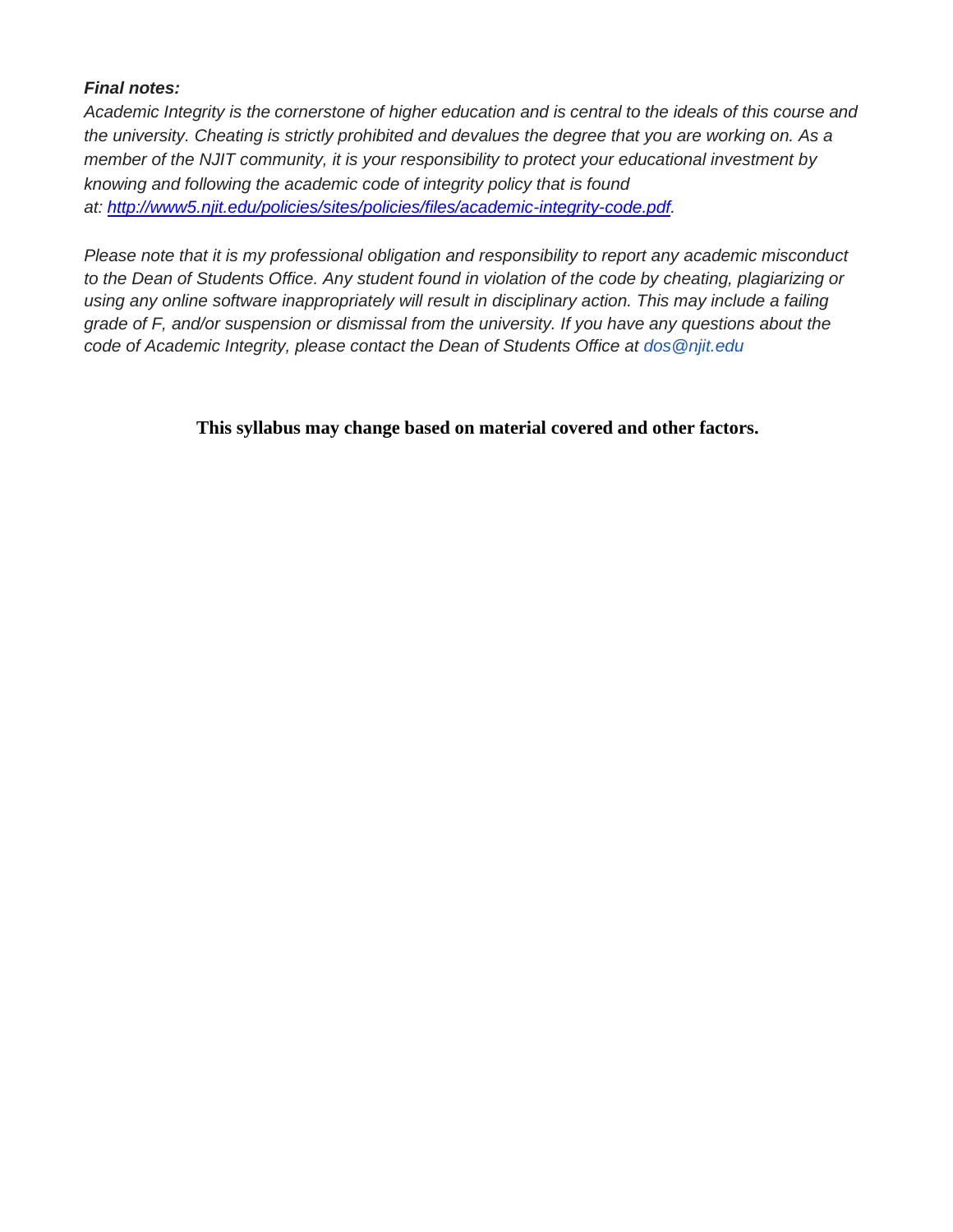***Final notes:***

*Academic Integrity is the cornerstone of higher education and is central to the ideals of this course and the university. Cheating is strictly prohibited and devalues the degree that you are working on. As a member of the NJIT community, it is your responsibility to protect your educational investment by knowing and following the academic code of integrity policy that is found at: [http://www5.njit.edu/policies/sites/policies/files/academic-integrity-code.pdf](http://www5.njit.edu/policies/sites/policies/files/academic-integrity-code.pdf).*

*Please note that it is my professional obligation and responsibility to report any academic misconduct to the Dean of Students Office. Any student found in violation of the code by cheating, plagiarizing or using any online software inappropriately will result in disciplinary action. This may include a failing grade of F, and/or suspension or dismissal from the university. If you have any questions about the code of Academic Integrity, please contact the Dean of Students Office at dos@njit.edu*

**This syllabus may change based on material covered and other factors.**